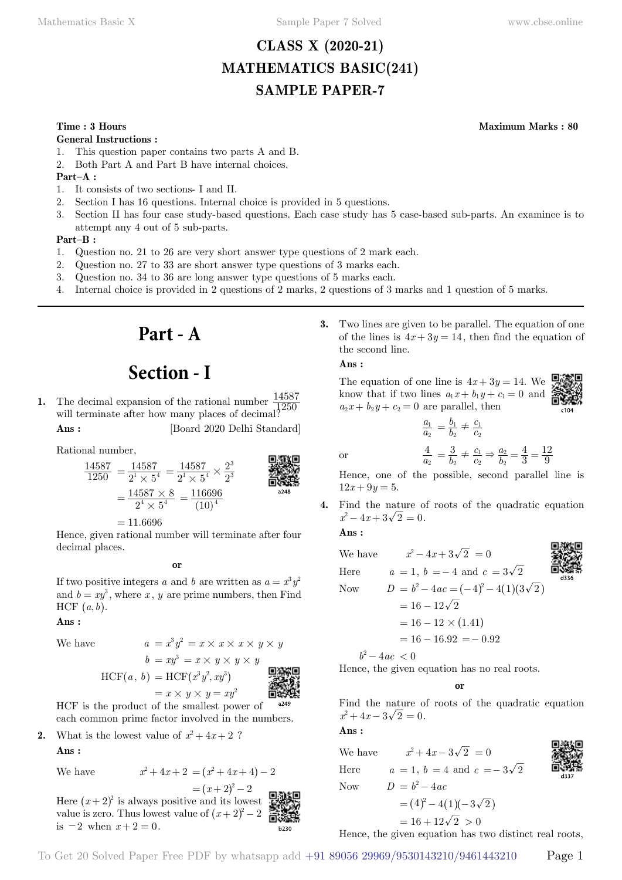# CLASS X (2020-21)
# MATHEMATICS BASIC(241)
# SAMPLE PAPER-7

**Time : 3 Hours** **Maximum Marks : 80**

**General Instructions :**

1. This question paper contains two parts A and B.
2. Both Part A and Part B have internal choices.

**Part–A :**

1. It consists of two sections- I and II.
2. Section I has 16 questions. Internal choice is provided in 5 questions.
3. Section II has four case study-based questions. Each case study has 5 case-based sub-parts. An examinee is to attempt any 4 out of 5 sub-parts.

**Part–B :**

1. Question no. 21 to 26 are very short answer type questions of 2 mark each.
2. Question no. 27 to 33 are short answer type questions of 3 marks each.
3. Question no. 34 to 36 are long answer type questions of 5 marks each.
4. Internal choice is provided in 2 questions of 2 marks, 2 questions of 3 marks and 1 question of 5 marks.

---

## Part - A

## Section - I

**1.** The decimal expansion of the rational number $\frac{14587}{1250}$ will terminate after how many places of decimal?

**Ans :** [Board 2020 Delhi Standard]

Rational number,

$$\frac{14587}{1250} = \frac{14587}{2^1 \times 5^4} = \frac{14587}{2^1 \times 5^4} \times \frac{2^3}{2^3}$$

$$= \frac{14587 \times 8}{2^4 \times 5^4} = \frac{116696}{(10)^4}$$

$$= 11.6696$$

Hence, given rational number will terminate after four decimal places.

**or**

If two positive integers $a$ and $b$ are written as $a = x^3y^2$ and $b = xy^3$, where $x$, $y$ are prime numbers, then Find HCF $(a, b)$.

**Ans :**

We have
$$a = x^3y^2 = x \times x \times x \times y \times y$$
$$b = xy^3 = x \times y \times y \times y$$
$$\text{HCF}(a,\, b) = \text{HCF}(x^3y^2, xy^3)$$
$$= x \times y \times y = xy^2$$

HCF is the product of the smallest power of each common prime factor involved in the numbers.

**2.** What is the lowest value of $x^2 + 4x + 2$ ?

**Ans :**

We have
$$x^2 + 4x + 2 = (x^2 + 4x + 4) - 2$$
$$= (x+2)^2 - 2$$

Here $(x+2)^2$ is always positive and its lowest value is zero. Thus lowest value of $(x+2)^2 - 2$ is $-2$ when $x + 2 = 0$.

**3.** Two lines are given to be parallel. The equation of one of the lines is $4x + 3y = 14$, then find the equation of the second line.

**Ans :**

The equation of one line is $4x + 3y = 14$. We know that if two lines $a_1x + b_1y + c_1 = 0$ and $a_2x + b_2y + c_2 = 0$ are parallel, then

$$\frac{a_1}{a_2} = \frac{b_1}{b_2} \neq \frac{c_1}{c_2}$$

or
$$\frac{4}{a_2} = \frac{3}{b_2} \neq \frac{c_1}{c_2} \Rightarrow \frac{a_2}{b_2} = \frac{4}{3} = \frac{12}{9}$$

Hence, one of the possible, second parallel line is $12x + 9y = 5$.

**4.** Find the nature of roots of the quadratic equation $x^2 - 4x + 3\sqrt{2} = 0$.

**Ans :**

We have $\quad x^2 - 4x + 3\sqrt{2} = 0$

Here $\quad a = 1,\ b = -4$ and $c = 3\sqrt{2}$

Now
$$D = b^2 - 4ac = (-4)^2 - 4(1)(3\sqrt{2})$$
$$= 16 - 12\sqrt{2}$$
$$= 16 - 12 \times (1.41)$$
$$= 16 - 16.92 = -0.92$$

$$b^2 - 4ac < 0$$

Hence, the given equation has no real roots.

**or**

Find the nature of roots of the quadratic equation $x^2 + 4x - 3\sqrt{2} = 0$.

**Ans :**

We have $\quad x^2 + 4x - 3\sqrt{2} = 0$

Here $\quad a = 1,\ b = 4$ and $c = -3\sqrt{2}$

Now
$$D = b^2 - 4ac$$
$$= (4)^2 - 4(1)(-3\sqrt{2})$$
$$= 16 + 12\sqrt{2} > 0$$

Hence, the given equation has two distinct real roots,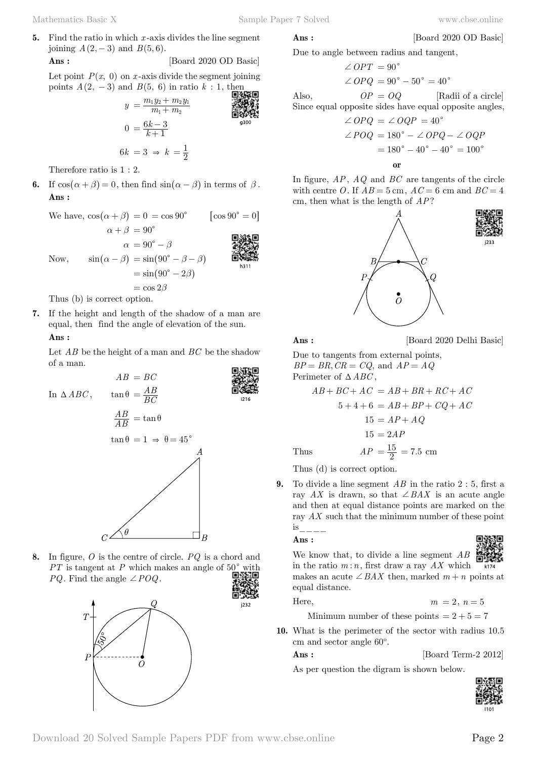**5.** Find the ratio in which $x$-axis divides the line segment joining $A(2,-3)$ and $B(5,6)$.

**Ans :** [Board 2020 OD Basic]

Let point $P(x,\ 0)$ on $x$-axis divide the segment joining points $A(2,\ -3)$ and $B(5,\ 6)$ in ratio $k:1$, then

$$y = \frac{m_1y_2 + m_2y_1}{m_1 + m_2}$$

$$0 = \frac{6k-3}{k+1}$$

$$6k = 3 \Rightarrow k = \frac{1}{2}$$

Therefore ratio is $1:2$.

**6.** If $\cos(\alpha+\beta) = 0$, then find $\sin(\alpha-\beta)$ in terms of $\beta$.

**Ans :**

We have, $\cos(\alpha+\beta) = 0 = \cos 90^\circ$ $\quad [\cos 90^\circ = 0]$

$$\alpha + \beta = 90^\circ$$

$$\alpha = 90^\circ - \beta$$

Now, $\quad \sin(\alpha - \beta) = \sin(90^\circ - \beta - \beta)$

$$= \sin(90^\circ - 2\beta)$$

$$= \cos 2\beta$$

Thus (b) is correct option.

**7.** If the height and length of the shadow of a man are equal, then find the angle of elevation of the sun.

**Ans :**

Let $AB$ be the height of a man and $BC$ be the shadow of a man.

$$AB = BC$$

In $\Delta ABC$, $\quad \tan\theta = \frac{AB}{BC}$

$$\frac{AB}{AB} = \tan\theta$$

$$\tan\theta = 1 \Rightarrow \theta = 45^\circ$$

**8.** In figure, $O$ is the centre of circle. $PQ$ is a chord and $PT$ is tangent at $P$ which makes an angle of $50^\circ$ with $PQ$. Find the angle $\angle POQ$.

**Ans :** [Board 2020 OD Basic]

Due to angle between radius and tangent,

$$\angle OPT = 90^\circ$$

$$\angle OPQ = 90^\circ - 50^\circ = 40^\circ$$

Also, $\quad OP = OQ$ $\quad$ [Radii of a circle]

Since equal opposite sides have equal opposite angles,

$$\angle OPQ = \angle OQP = 40^\circ$$

$$\angle POQ = 180^\circ - \angle OPQ - \angle OQP$$

$$= 180^\circ - 40^\circ - 40^\circ = 100^\circ$$

**or**

In figure, $AP$, $AQ$ and $BC$ are tangents of the circle with centre $O$. If $AB = 5$ cm, $AC = 6$ cm and $BC = 4$ cm, then what is the length of $AP$?

**Ans :** [Board 2020 Delhi Basic]

Due to tangents from external points,
$BP = BR, CR = CQ$, and $AP = AQ$

Perimeter of $\Delta ABC$,

$$AB + BC + AC = AB + BR + RC + AC$$

$$5 + 4 + 6 = AB + BP + CQ + AC$$

$$15 = AP + AQ$$

$$15 = 2AP$$

Thus $\quad AP = \frac{15}{2} = 7.5 \text{ cm}$

Thus (d) is correct option.

**9.** To divide a line segment $AB$ in the ratio $2:5$, first a ray $AX$ is drawn, so that $\angle BAX$ is an acute angle and then at equal distance points are marked on the ray $AX$ such that the minimum number of these point is\_\_\_\_

**Ans :**

We know that, to divide a line segment $AB$ in the ratio $m:n$, first draw a ray $AX$ which makes an acute $\angle BAX$ then, marked $m+n$ points at equal distance.

Here, $\quad m = 2,\ n = 5$

Minimum number of these points $= 2 + 5 = 7$

**10.** What is the perimeter of the sector with radius 10.5 cm and sector angle $60^o$.

**Ans :** [Board Term-2 2012]

As per question the digram is shown below.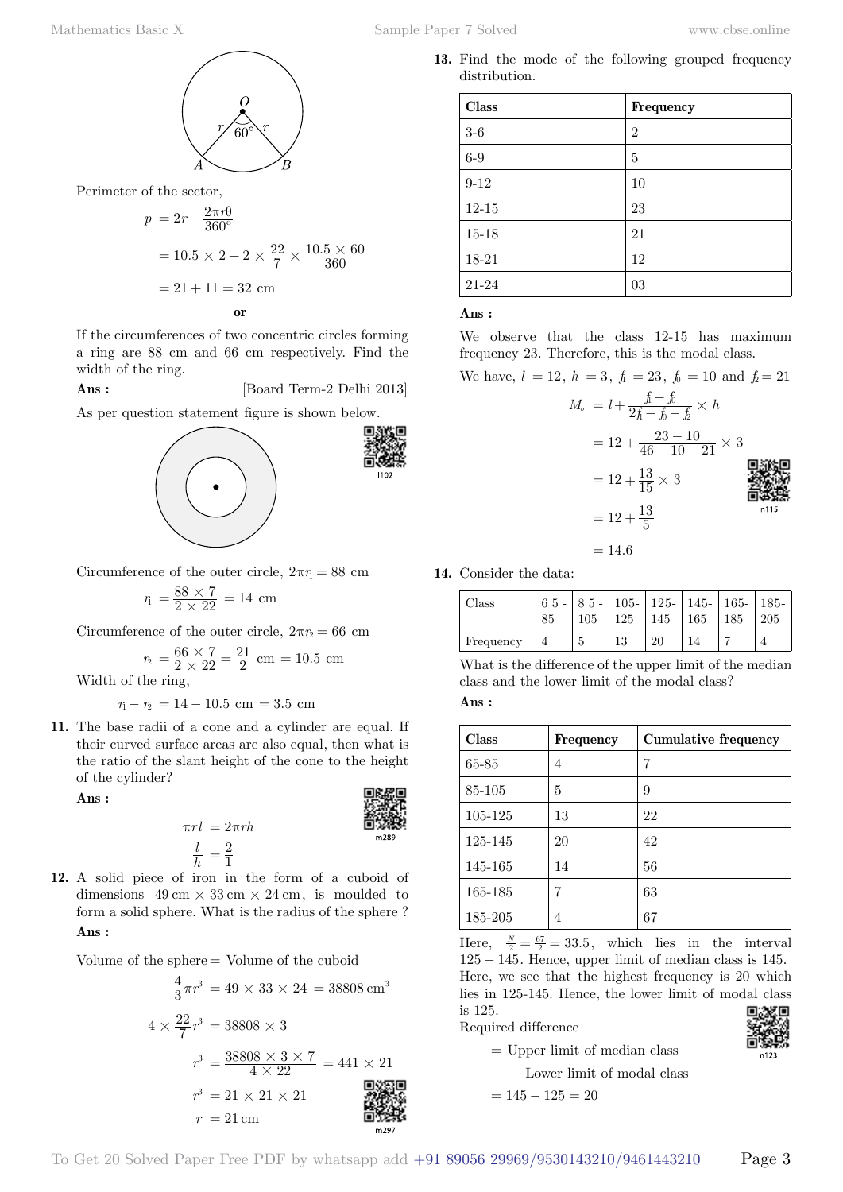Perimeter of the sector,

$$p = 2r + \frac{2\pi r\theta}{360^\circ}$$

$$= 10.5 \times 2 + 2 \times \frac{22}{7} \times \frac{10.5 \times 60}{360}$$

$$= 21 + 11 = 32 \text{ cm}$$

**or**

If the circumferences of two concentric circles forming a ring are 88 cm and 66 cm respectively. Find the width of the ring.

**Ans :** [Board Term-2 Delhi 2013]

As per question statement figure is shown below.

Circumference of the outer circle, $2\pi r_1 = 88$ cm

$$r_1 = \frac{88 \times 7}{2 \times 22} = 14 \text{ cm}$$

Circumference of the outer circle, $2\pi r_2 = 66$ cm

$$r_2 = \frac{66 \times 7}{2 \times 22} = \frac{21}{2} \text{ cm} = 10.5 \text{ cm}$$

Width of the ring,

$$r_1 - r_2 = 14 - 10.5 \text{ cm} = 3.5 \text{ cm}$$

**11.** The base radii of a cone and a cylinder are equal. If their curved surface areas are also equal, then what is the ratio of the slant height of the cone to the height of the cylinder?

**Ans :**

$$\pi rl = 2\pi rh$$

$$\frac{l}{h} = \frac{2}{1}$$

**12.** A solid piece of iron in the form of a cuboid of dimensions $49\,\text{cm} \times 33\,\text{cm} \times 24\,\text{cm}$, is moulded to form a solid sphere. What is the radius of the sphere ?

**Ans :**

Volume of the sphere = Volume of the cuboid

$$\frac{4}{3}\pi r^3 = 49 \times 33 \times 24 = 38808\,\text{cm}^3$$

$$4 \times \frac{22}{7} r^3 = 38808 \times 3$$

$$r^3 = \frac{38808 \times 3 \times 7}{4 \times 22} = 441 \times 21$$

$$r^3 = 21 \times 21 \times 21$$

$$r = 21\,\text{cm}$$

**13.** Find the mode of the following grouped frequency distribution.

| Class | Frequency |
|---|---|
| 3-6 | 2 |
| 6-9 | 5 |
| 9-12 | 10 |
| 12-15 | 23 |
| 15-18 | 21 |
| 18-21 | 12 |
| 21-24 | 03 |

**Ans :**

We observe that the class 12-15 has maximum frequency 23. Therefore, this is the modal class.

We have, $l = 12$, $h = 3$, $f_1 = 23$, $f_0 = 10$ and $f_2 = 21$

$$M_o = l + \frac{f_1 - f_0}{2f_1 - f_0 - f_2} \times h$$

$$= 12 + \frac{23 - 10}{46 - 10 - 21} \times 3$$

$$= 12 + \frac{13}{15} \times 3$$

$$= 12 + \frac{13}{5}$$

$$= 14.6$$

**14.** Consider the data:

| Class | 65-85 | 85-105 | 105-125 | 125-145 | 145-165 | 165-185 | 185-205 |
|---|---|---|---|---|---|---|---|
| Frequency | 4 | 5 | 13 | 20 | 14 | 7 | 4 |

What is the difference of the upper limit of the median class and the lower limit of the modal class?

**Ans :**

| Class | Frequency | Cumulative frequency |
|---|---|---|
| 65-85 | 4 | 7 |
| 85-105 | 5 | 9 |
| 105-125 | 13 | 22 |
| 125-145 | 20 | 42 |
| 145-165 | 14 | 56 |
| 165-185 | 7 | 63 |
| 185-205 | 4 | 67 |

Here, $\frac{N}{2} = \frac{67}{2} = 33.5$, which lies in the interval $125 - 145$. Hence, upper limit of median class is 145. Here, we see that the highest frequency is 20 which lies in 125-145. Hence, the lower limit of modal class is 125.

Required difference

= Upper limit of median class

− Lower limit of modal class

$= 145 - 125 = 20$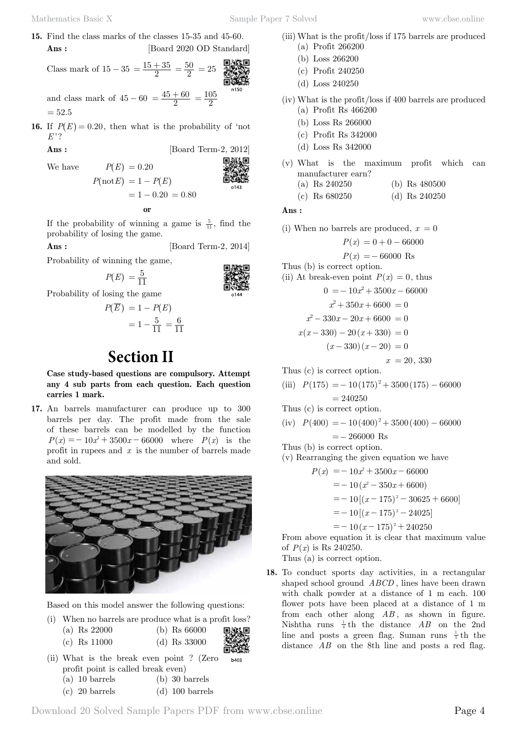**15.** Find the class marks of the classes 15-35 and 45-60.

**Ans :** [Board 2020 OD Standard]

Class mark of $15-35 = \frac{15+35}{2} = \frac{50}{2} = 25$

and class mark of $45-60 = \frac{45+60}{2} = \frac{105}{2}$ $= 52.5$

**16.** If $P(E) = 0.20$, then what is the probability of 'not $E$'?

**Ans :** [Board Term-2, 2012]

We have $P(E) = 0.20$

$$P(\text{not}E) = 1 - P(E)$$

$$= 1 - 0.20 = 0.80$$

**or**

If the probability of winning a game is $\frac{5}{11}$, find the probability of losing the game.

**Ans :** [Board Term-2, 2014]

Probability of winning the game,

$$P(E) = \frac{5}{11}$$

Probability of losing the game

$$P(\overline{E}) = 1 - P(E)$$

$$= 1 - \frac{5}{11} = \frac{6}{11}$$

# Section II

**Case study-based questions are compulsory. Attempt any 4 sub parts from each question. Each question carries 1 mark.**

**17.** An barrels manufacturer can produce up to 300 barrels per day. The profit made from the sale of these barrels can be modelled by the function $P(x) = -10x^2 + 3500x - 66000$ where $P(x)$ is the profit in rupees and $x$ is the number of barrels made and sold.

Based on this model answer the following questions:

(i) When no barrels are produce what is a profit loss?
  (a) Rs 22000 (b) Rs 66000
  (c) Rs 11000 (d) Rs 33000

(ii) What is the break even point ? (Zero profit point is called break even)
  (a) 10 barrels (b) 30 barrels
  (c) 20 barrels (d) 100 barrels

(iii) What is the profit/loss if 175 barrels are produced
  (a) Profit 266200
  (b) Loss 266200
  (c) Profit 240250
  (d) Loss 240250

(iv) What is the profit/loss if 400 barrels are produced
  (a) Profit Rs 466200
  (b) Loss Rs 266000
  (c) Profit Rs 342000
  (d) Loss Rs 342000

(v) What is the maximum profit which can manufacturer earn?
  (a) Rs 240250 (b) Rs 480500
  (c) Rs 680250 (d) Rs 240250

**Ans :**

(i) When no barrels are produced, $x = 0$

$$P(x) = 0 + 0 - 66000$$

$$P(x) = -66000 \text{ Rs}$$

Thus (b) is correct option.

(ii) At break-even point $P(x) = 0$, thus

$$0 = -10x^2 + 3500x - 66000$$

$$x^2 + 350x + 6600 = 0$$

$$x^2 - 330x - 20x + 6600 = 0$$

$$x(x-330) - 20(x+330) = 0$$

$$(x-330)(x-20) = 0$$

$$x = 20, 330$$

Thus (c) is correct option.

(iii) $P(175) = -10(175)^2 + 3500(175) - 66000$

$$= 240250$$

Thus (c) is correct option.

(iv) $P(400) = -10(400)^2 + 3500(400) - 66000$

$$= -266000 \text{ Rs}$$

Thus (b) is correct option.

(v) Rearranging the given equation we have

$$P(x) = -10x^2 + 3500x - 66000$$

$$= -10(x^2 - 350x + 6600)$$

$$= -10[(x-175)^2 - 30625 + 6600]$$

$$= -10[(x-175)^2 - 24025]$$

$$= -10(x-175)^2 + 240250$$

From above equation it is clear that maximum value of $P(x)$ is Rs 240250.

Thus (a) is correct option.

**18.** To conduct sports day activities, in a rectangular shaped school ground $ABCD$, lines have been drawn with chalk powder at a distance of 1 m each. 100 flower pots have been placed at a distance of 1 m from each other along $AB$, as shown in figure. Nishtha runs $\frac{1}{4}$th the distance $AB$ on the 2nd line and posts a green flag. Suman runs $\frac{1}{5}$th the distance $AB$ on the 8th line and posts a red flag.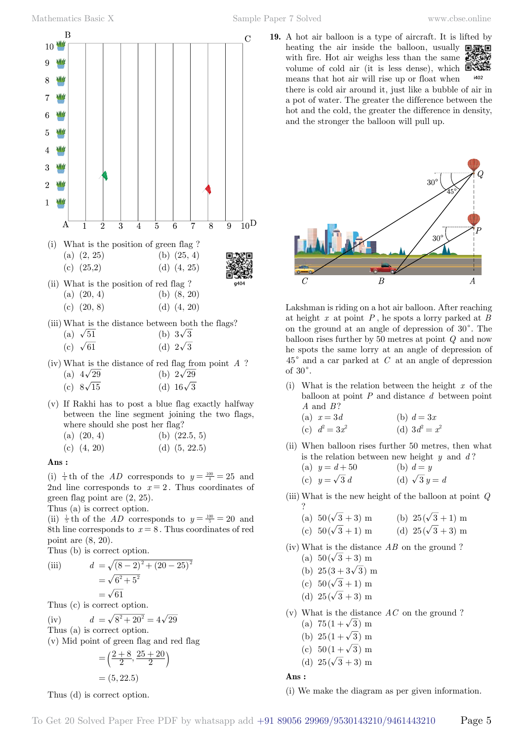(i) What is the position of green flag ?

(a) (2, 25)  (b) (25, 4)

(c) (25,2)  (d) (4, 25)

(ii) What is the position of red flag ?

(a) (20, 4)  (b) (8, 20)

(c) (20, 8)  (d) (4, 20)

(iii) What is the distance between both the flags?

(a) $\sqrt{51}$  (b) $3\sqrt{3}$

(c) $\sqrt{61}$  (d) $2\sqrt{3}$

(iv) What is the distance of red flag from point $A$ ?

(a) $4\sqrt{29}$  (b) $2\sqrt{29}$

(c) $8\sqrt{15}$  (d) $16\sqrt{3}$

(v) If Rakhi has to post a blue flag exactly halfway between the line segment joining the two flags, where should she post her flag?

(a) (20, 4)  (b) (22.5, 5)

(c) (4, 20)  (d) (5, 22.5)

**Ans :**

(i) $\frac{1}{4}$th of the $AD$ corresponds to $y = \frac{100}{4} = 25$ and 2nd line corresponds to $x = 2$. Thus coordinates of green flag point are (2, 25).

Thus (a) is correct option.

(ii) $\frac{1}{5}$th of the $AD$ corresponds to $y = \frac{100}{5} = 20$ and 8th line corresponds to $x = 8$. Thus coordinates of red point are (8, 20).

Thus (b) is correct option.

(iii)
$$d = \sqrt{(8-2)^2 + (20-25)^2}$$
$$= \sqrt{6^2 + 5^2}$$
$$= \sqrt{61}$$

Thus (c) is correct option.

(iv)
$$d = \sqrt{8^2 + 20^2} = 4\sqrt{29}$$

Thus (a) is correct option.

(v) Mid point of green flag and red flag

$$= \left(\frac{2+8}{2}, \frac{25+20}{2}\right)$$
$$= (5, 22.5)$$

Thus (d) is correct option.

**19.** A hot air balloon is a type of aircraft. It is lifted by heating the air inside the balloon, usually with fire. Hot air weighs less than the same volume of cold air (it is less dense), which means that hot air will rise up or float when there is cold air around it, just like a bubble of air in a pot of water. The greater the difference between the hot and the cold, the greater the difference in density, and the stronger the balloon will pull up.

Lakshman is riding on a hot air balloon. After reaching at height $x$ at point $P$, he spots a lorry parked at $B$ on the ground at an angle of depression of $30^\circ$. The balloon rises further by 50 metres at point $Q$ and now he spots the same lorry at an angle of depression of $45^\circ$ and a car parked at $C$ at an angle of depression of $30^\circ$.

(i) What is the relation between the height $x$ of the balloon at point $P$ and distance $d$ between point $A$ and $B$?

(a) $x = 3d$  (b) $d = 3x$

(c) $d^2 = 3x^2$  (d) $3d^2 = x^2$

(ii) When balloon rises further 50 metres, then what is the relation between new height $y$ and $d$?

(a) $y = d + 50$  (b) $d = y$

(c) $y = \sqrt{3}\,d$  (d) $\sqrt{3}\,y = d$

(iii) What is the new height of the balloon at point $Q$ ?

(a) $50(\sqrt{3}+3)$ m  (b) $25(\sqrt{3}+1)$ m

(c) $50(\sqrt{3}+1)$ m  (d) $25(\sqrt{3}+3)$ m

(iv) What is the distance $AB$ on the ground ?

(a) $50(\sqrt{3}+3)$ m

(b) $25(3+3\sqrt{3})$ m

(c) $50(\sqrt{3}+1)$ m

(d) $25(\sqrt{3}+3)$ m

(v) What is the distance $AC$ on the ground ?

(a) $75(1+\sqrt{3})$ m

(b) $25(1+\sqrt{3})$ m

(c) $50(1+\sqrt{3})$ m

(d) $25(\sqrt{3}+3)$ m

**Ans :**

(i) We make the diagram as per given information.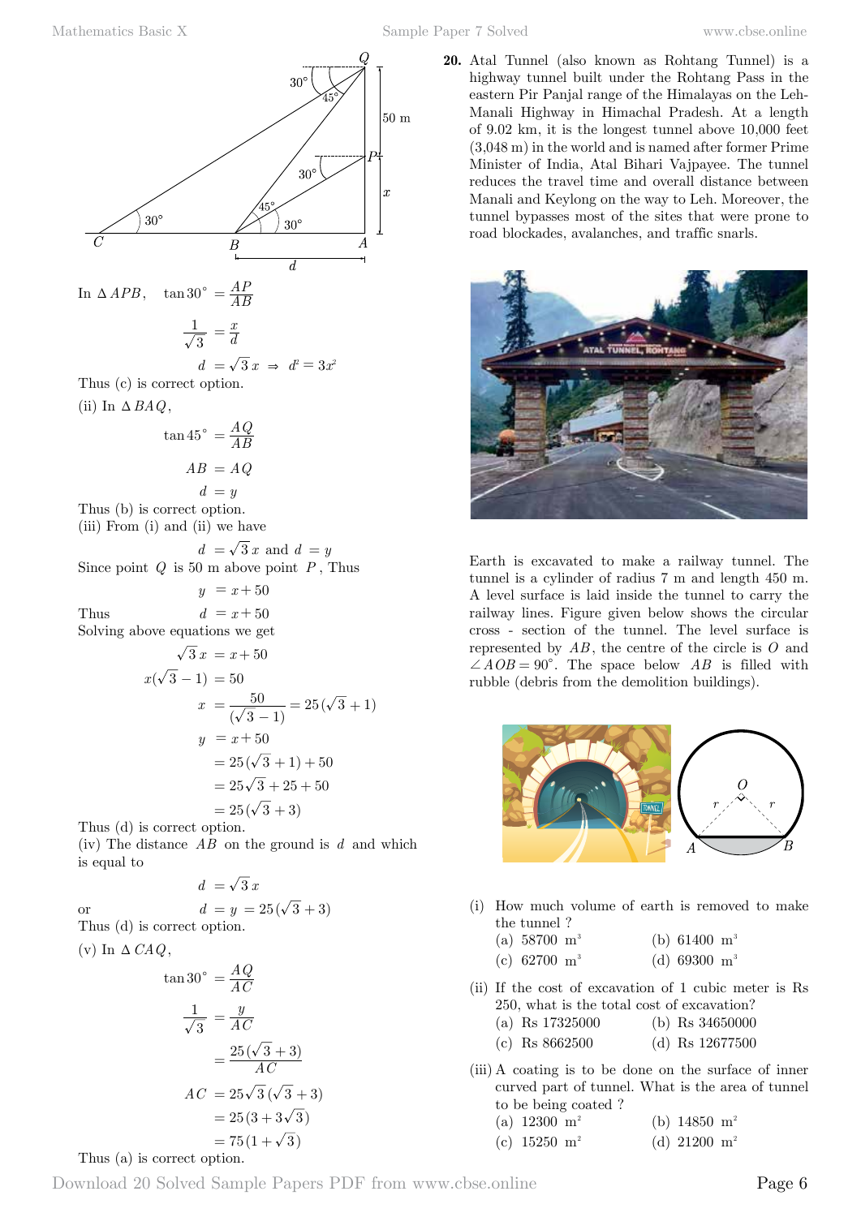In $\Delta APB$, $\tan 30^\circ = \dfrac{AP}{AB}$

$$\frac{1}{\sqrt{3}} = \frac{x}{d}$$

$$d = \sqrt{3}\,x \Rightarrow d^2 = 3x^2$$

Thus (c) is correct option.

(ii) In $\Delta BAQ$,

$$\tan 45^\circ = \frac{AQ}{AB}$$

$$AB = AQ$$

$$d = y$$

Thus (b) is correct option.

(iii) From (i) and (ii) we have

$$d = \sqrt{3}\,x \text{ and } d = y$$

Since point $Q$ is 50 m above point $P$, Thus

$$y = x + 50$$

Thus $$d = x + 50$$

Solving above equations we get

$$\sqrt{3}\,x = x + 50$$

$$x(\sqrt{3} - 1) = 50$$

$$x = \frac{50}{(\sqrt{3} - 1)} = 25(\sqrt{3} + 1)$$

$$y = x + 50$$

$$= 25(\sqrt{3} + 1) + 50$$

$$= 25\sqrt{3} + 25 + 50$$

$$= 25(\sqrt{3} + 3)$$

Thus (d) is correct option.

(iv) The distance $AB$ on the ground is $d$ and which is equal to

$$d = \sqrt{3}\,x$$

or $$d = y = 25(\sqrt{3} + 3)$$

Thus (d) is correct option.

(v) In $\Delta CAQ$,

$$\tan 30^\circ = \frac{AQ}{AC}$$

$$\frac{1}{\sqrt{3}} = \frac{y}{AC}$$

$$= \frac{25(\sqrt{3} + 3)}{AC}$$

$$AC = 25\sqrt{3}(\sqrt{3} + 3)$$

$$= 25(3 + 3\sqrt{3})$$

$$= 75(1 + \sqrt{3})$$

Thus (a) is correct option.

**20.** Atal Tunnel (also known as Rohtang Tunnel) is a highway tunnel built under the Rohtang Pass in the eastern Pir Panjal range of the Himalayas on the Leh-Manali Highway in Himachal Pradesh. At a length of 9.02 km, it is the longest tunnel above 10,000 feet (3,048 m) in the world and is named after former Prime Minister of India, Atal Bihari Vajpayee. The tunnel reduces the travel time and overall distance between Manali and Keylong on the way to Leh. Moreover, the tunnel bypasses most of the sites that were prone to road blockades, avalanches, and traffic snarls.

Earth is excavated to make a railway tunnel. The tunnel is a cylinder of radius 7 m and length 450 m. A level surface is laid inside the tunnel to carry the railway lines. Figure given below shows the circular cross - section of the tunnel. The level surface is represented by $AB$, the centre of the circle is $O$ and $\angle AOB = 90^\circ$. The space below $AB$ is filled with rubble (debris from the demolition buildings).

(i) How much volume of earth is removed to make the tunnel ?

(a) 58700 m³  (b) 61400 m³
(c) 62700 m³  (d) 69300 m³

(ii) If the cost of excavation of 1 cubic meter is Rs 250, what is the total cost of excavation?

(a) Rs 17325000  (b) Rs 34650000
(c) Rs 8662500  (d) Rs 12677500

(iii) A coating is to be done on the surface of inner curved part of tunnel. What is the area of tunnel to be being coated ?

(a) 12300 m²  (b) 14850 m²
(c) 15250 m²  (d) 21200 m²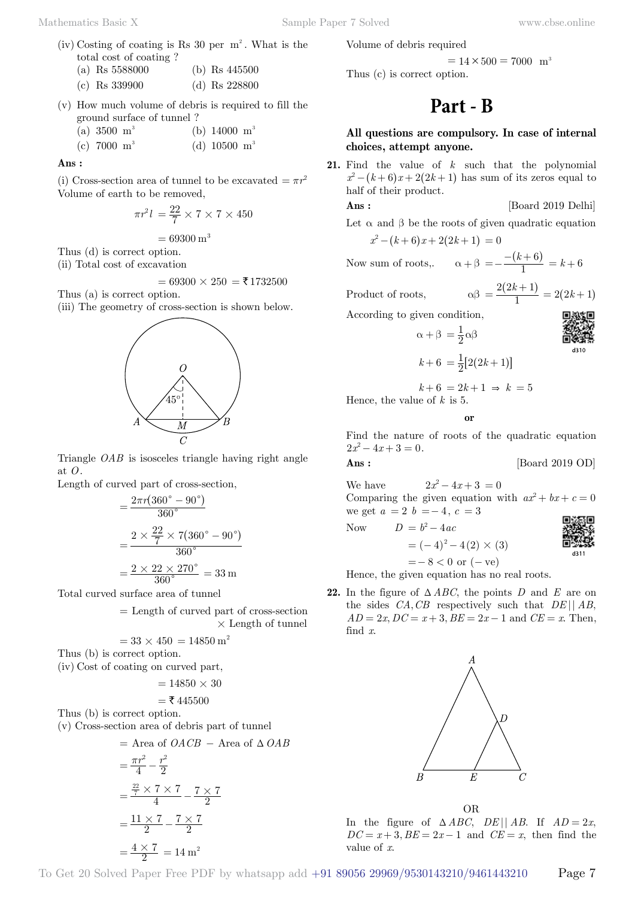(iv) Costing of coating is Rs 30 per $m^2$. What is the total cost of coating ?

(a) Rs 5588000 (b) Rs 445500

(c) Rs 339900 (d) Rs 228800

(v) How much volume of debris is required to fill the ground surface of tunnel ?

(a) 3500 $m^3$ (b) 14000 $m^3$

(c) 7000 $m^3$ (d) 10500 $m^3$

**Ans :**

(i) Cross-section area of tunnel to be excavated $= \pi r^2$

Volume of earth to be removed,

$$\pi r^2 l = \frac{22}{7} \times 7 \times 7 \times 450$$

$$= 69300 \text{ m}^3$$

Thus (d) is correct option.

(ii) Total cost of excavation

$$= 69300 \times 250 = ₹\,1732500$$

Thus (a) is correct option.

(iii) The geometry of cross-section is shown below.

Triangle $OAB$ is isosceles triangle having right angle at $O$.

Length of curved part of cross-section,

$$= \frac{2\pi r(360^\circ - 90^\circ)}{360^\circ}$$

$$= \frac{2 \times \frac{22}{7} \times 7(360^\circ - 90^\circ)}{360^\circ}$$

$$= \frac{2 \times 22 \times 270^\circ}{360^\circ} = 33 \text{ m}$$

Total curved surface area of tunnel

= Length of curved part of cross-section × Length of tunnel

$$= 33 \times 450 = 14850 \text{ m}^2$$

Thus (b) is correct option.

(iv) Cost of coating on curved part,

$$= 14850 \times 30$$

$$= ₹\,445500$$

Thus (b) is correct option.

(v) Cross-section area of debris part of tunnel

$$= \text{Area of } OACB - \text{Area of } \Delta OAB$$

$$= \frac{\pi r^2}{4} - \frac{r^2}{2}$$

$$= \frac{\frac{22}{7} \times 7 \times 7}{4} - \frac{7 \times 7}{2}$$

$$= \frac{11 \times 7}{2} - \frac{7 \times 7}{2}$$

$$= \frac{4 \times 7}{2} = 14 \text{ m}^2$$

Volume of debris required

$$= 14 \times 500 = 7000 \text{ m}^3$$

Thus (c) is correct option.

# Part - B

**All questions are compulsory. In case of internal choices, attempt anyone.**

**21.** Find the value of $k$ such that the polynomial $x^2 - (k+6)x + 2(2k+1)$ has sum of its zeros equal to half of their product.

**Ans :** [Board 2019 Delhi]

Let $\alpha$ and $\beta$ be the roots of given quadratic equation

$$x^2 - (k+6)x + 2(2k+1) = 0$$

Now sum of roots, $\alpha + \beta = -\frac{-(k+6)}{1} = k+6$

Product of roots, $\alpha\beta = \frac{2(2k+1)}{1} = 2(2k+1)$

According to given condition,

$$\alpha + \beta = \frac{1}{2}\alpha\beta$$

$$k + 6 = \frac{1}{2}[2(2k+1)]$$

$$k + 6 = 2k + 1 \Rightarrow k = 5$$

Hence, the value of $k$ is 5.

or

Find the nature of roots of the quadratic equation $2x^2 - 4x + 3 = 0$.

**Ans :** [Board 2019 OD]

We have $2x^2 - 4x + 3 = 0$

Comparing the given equation with $ax^2 + bx + c = 0$ we get $a = 2$ $b = -4$, $c = 3$

Now
$$D = b^2 - 4ac$$
$$= (-4)^2 - 4(2) \times (3)$$
$$= -8 < 0 \text{ or } (-\text{ve})$$

Hence, the given equation has no real roots.

**22.** In the figure of $\Delta ABC$, the points $D$ and $E$ are on the sides $CA, CB$ respectively such that $DE || AB$, $AD = 2x, DC = x+3, BE = 2x-1$ and $CE = x$. Then, find $x$.

OR

In the figure of $\Delta ABC$, $DE || AB$. If $AD = 2x$, $DC = x+3, BE = 2x-1$ and $CE = x$, then find the value of $x$.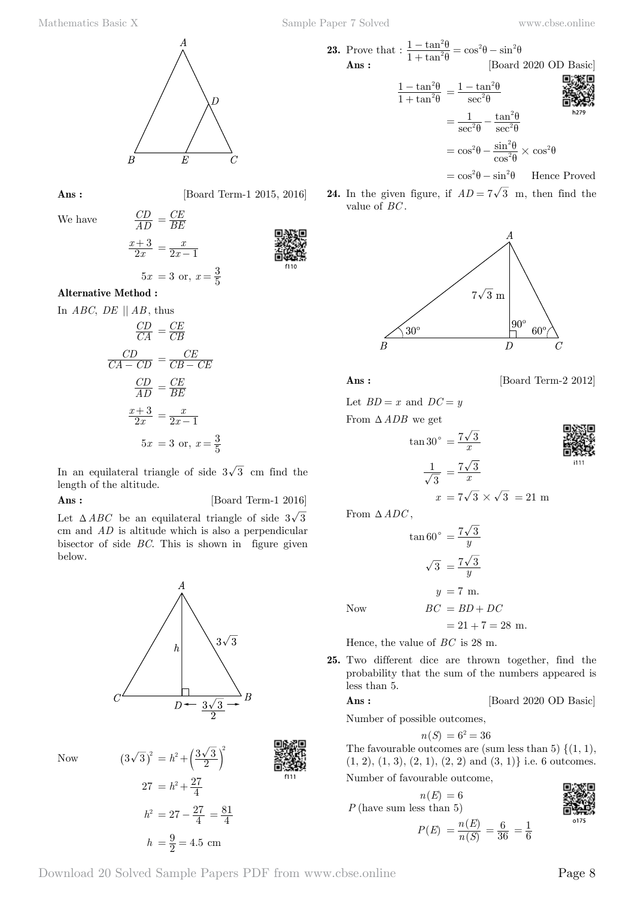**Ans :** [Board Term-1 2015, 2016]

We have
$$\frac{CD}{AD} = \frac{CE}{BE}$$
$$\frac{x+3}{2x} = \frac{x}{2x-1}$$
$$5x = 3 \text{ or, } x = \frac{3}{5}$$

**Alternative Method :**

In $ABC$, $DE \parallel AB$, thus
$$\frac{CD}{CA} = \frac{CE}{CB}$$
$$\frac{CD}{CA-CD} = \frac{CE}{CB-CE}$$
$$\frac{CD}{AD} = \frac{CE}{BE}$$
$$\frac{x+3}{2x} = \frac{x}{2x-1}$$
$$5x = 3 \text{ or, } x = \frac{3}{5}$$

In an equilateral triangle of side $3\sqrt{3}$ cm find the length of the altitude.

**Ans :** [Board Term-1 2016]

Let $\Delta ABC$ be an equilateral triangle of side $3\sqrt{3}$ cm and $AD$ is altitude which is also a perpendicular bisector of side BC. This is shown in figure given below.

Now
$$(3\sqrt{3})^2 = h^2 + \left(\frac{3\sqrt{3}}{2}\right)^2$$
$$27 = h^2 + \frac{27}{4}$$
$$h^2 = 27 - \frac{27}{4} = \frac{81}{4}$$
$$h = \frac{9}{2} = 4.5 \text{ cm}$$

**23.** Prove that : $\dfrac{1-\tan^2\theta}{1+\tan^2\theta} = \cos^2\theta - \sin^2\theta$

**Ans :** [Board 2020 OD Basic]

$$\frac{1-\tan^2\theta}{1+\tan^2\theta} = \frac{1-\tan^2\theta}{\sec^2\theta}$$
$$= \frac{1}{\sec^2\theta} - \frac{\tan^2\theta}{\sec^2\theta}$$
$$= \cos^2\theta - \frac{\sin^2\theta}{\cos^2\theta} \times \cos^2\theta$$
$$= \cos^2\theta - \sin^2\theta \quad \text{Hence Proved}$$

**24.** In the given figure, if $AD = 7\sqrt{3}$ m, then find the value of $BC$.

**Ans :** [Board Term-2 2012]

Let $BD = x$ and $DC = y$

From $\Delta ADB$ we get
$$\tan 30^\circ = \frac{7\sqrt{3}}{x}$$
$$\frac{1}{\sqrt{3}} = \frac{7\sqrt{3}}{x}$$
$$x = 7\sqrt{3} \times \sqrt{3} = 21 \text{ m}$$

From $\Delta ADC$,
$$\tan 60^\circ = \frac{7\sqrt{3}}{y}$$
$$\sqrt{3} = \frac{7\sqrt{3}}{y}$$
$$y = 7 \text{ m.}$$

Now
$$BC = BD + DC$$
$$= 21 + 7 = 28 \text{ m.}$$

Hence, the value of $BC$ is 28 m.

**25.** Two different dice are thrown together, find the probability that the sum of the numbers appeared is less than 5.

**Ans :** [Board 2020 OD Basic]

Number of possible outcomes,
$$n(S) = 6^2 = 36$$

The favourable outcomes are (sum less than 5) {(1, 1), (1, 2), (1, 3), (2, 1), (2, 2) and (3, 1)} i.e. 6 outcomes.

Number of favourable outcome,
$$n(E) = 6$$

$P$ (have sum less than 5)
$$P(E) = \frac{n(E)}{n(S)} = \frac{6}{36} = \frac{1}{6}$$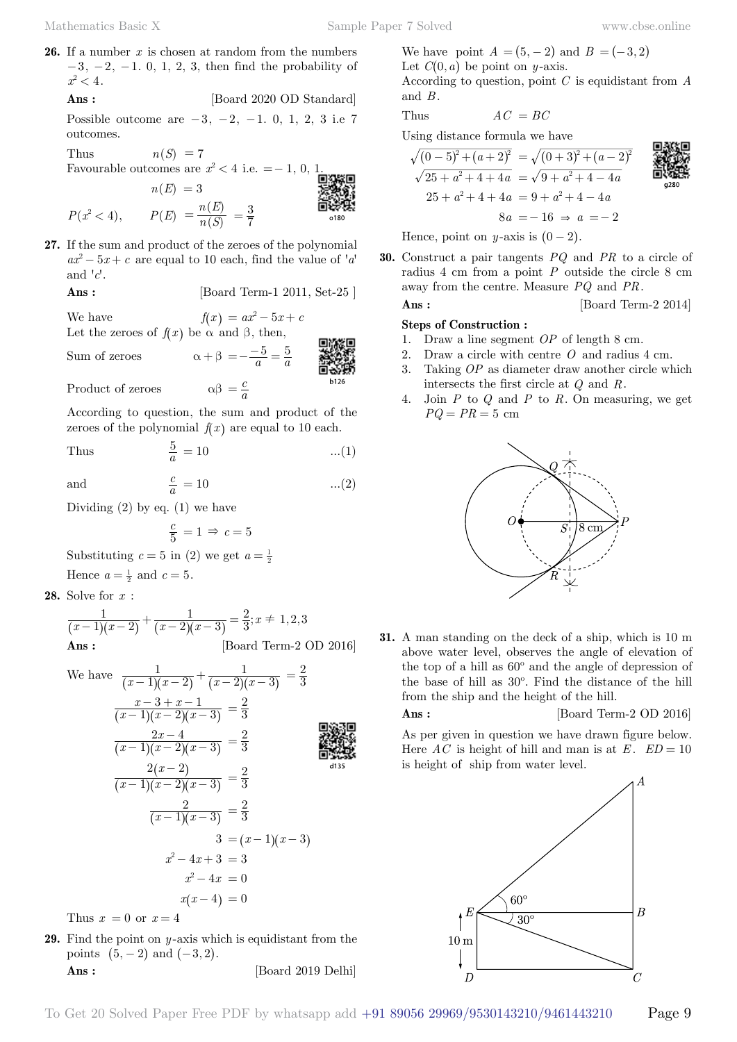**26.** If a number $x$ is chosen at random from the numbers $-3, -2, -1. 0, 1, 2, 3$, then find the probability of $x^2 < 4$.

**Ans :** [Board 2020 OD Standard]

Possible outcome are $-3, -2, -1. 0, 1, 2, 3$ i.e 7 outcomes.

Thus $n(S) = 7$

Favourable outcomes are $x^2 < 4$ i.e. $=-1, 0, 1$.

$$n(E) = 3$$

$$P(x^2 < 4), \qquad P(E) = \frac{n(E)}{n(S)} = \frac{3}{7}$$

**27.** If the sum and product of the zeroes of the polynomial $ax^2 - 5x + c$ are equal to 10 each, find the value of '$a$' and '$c$'.

**Ans :** [Board Term-1 2011, Set-25 ]

We have $f(x) = ax^2 - 5x + c$

Let the zeroes of $f(x)$ be $\alpha$ and $\beta$, then,

Sum of zeroes $\alpha + \beta = -\frac{-5}{a} = \frac{5}{a}$

Product of zeroes $\alpha\beta = \frac{c}{a}$

According to question, the sum and product of the zeroes of the polynomial $f(x)$ are equal to 10 each.

Thus $\frac{5}{a} = 10$ ...(1)

and $\frac{c}{a} = 10$ ...(2)

Dividing (2) by eq. (1) we have

$$\frac{c}{5} = 1 \Rightarrow c = 5$$

Substituting $c = 5$ in (2) we get $a = \frac{1}{2}$

Hence $a = \frac{1}{2}$ and $c = 5$.

**28.** Solve for $x$ :

$$\frac{1}{(x-1)(x-2)} + \frac{1}{(x-2)(x-3)} = \frac{2}{3}; x \neq 1,2,3$$

**Ans :** [Board Term-2 OD 2016]

We have $\frac{1}{(x-1)(x-2)} + \frac{1}{(x-2)(x-3)} = \frac{2}{3}$

$$\frac{x-3+x-1}{(x-1)(x-2)(x-3)} = \frac{2}{3}$$

$$\frac{2x-4}{(x-1)(x-2)(x-3)} = \frac{2}{3}$$

$$\frac{2(x-2)}{(x-1)(x-2)(x-3)} = \frac{2}{3}$$

$$\frac{2}{(x-1)(x-3)} = \frac{2}{3}$$

$$3 = (x-1)(x-3)$$

$$x^2 - 4x + 3 = 3$$

$$x^2 - 4x = 0$$

$$x(x-4) = 0$$

Thus $x = 0$ or $x = 4$

**29.** Find the point on $y$-axis which is equidistant from the points $(5, -2)$ and $(-3, 2)$.

**Ans :** [Board 2019 Delhi]

We have point $A = (5, -2)$ and $B = (-3, 2)$

Let $C(0, a)$ be point on $y$-axis.

According to question, point $C$ is equidistant from $A$ and $B$.

Thus $AC = BC$

Using distance formula we have

$$\sqrt{(0-5)^2 + (a+2)^2} = \sqrt{(0+3)^2 + (a-2)^2}$$

$$\sqrt{25 + a^2 + 4 + 4a} = \sqrt{9 + a^2 + 4 - 4a}$$

$$25 + a^2 + 4 + 4a = 9 + a^2 + 4 - 4a$$

$$8a = -16 \Rightarrow a = -2$$

Hence, point on $y$-axis is $(0-2)$.

**30.** Construct a pair tangents $PQ$ and $PR$ to a circle of radius 4 cm from a point $P$ outside the circle 8 cm away from the centre. Measure $PQ$ and $PR$.

**Ans :** [Board Term-2 2014]

**Steps of Construction :**

1. Draw a line segment $OP$ of length 8 cm.
2. Draw a circle with centre $O$ and radius 4 cm.
3. Taking $OP$ as diameter draw another circle which intersects the first circle at $Q$ and $R$.
4. Join $P$ to $Q$ and $P$ to $R$. On measuring, we get $PQ = PR = 5$ cm

**31.** A man standing on the deck of a ship, which is 10 m above water level, observes the angle of elevation of the top of a hill as $60^\circ$ and the angle of depression of the base of hill as $30^\circ$. Find the distance of the hill from the ship and the height of the hill.

**Ans :** [Board Term-2 OD 2016]

As per given in question we have drawn figure below. Here $AC$ is height of hill and man is at $E$. $ED = 10$ is height of ship from water level.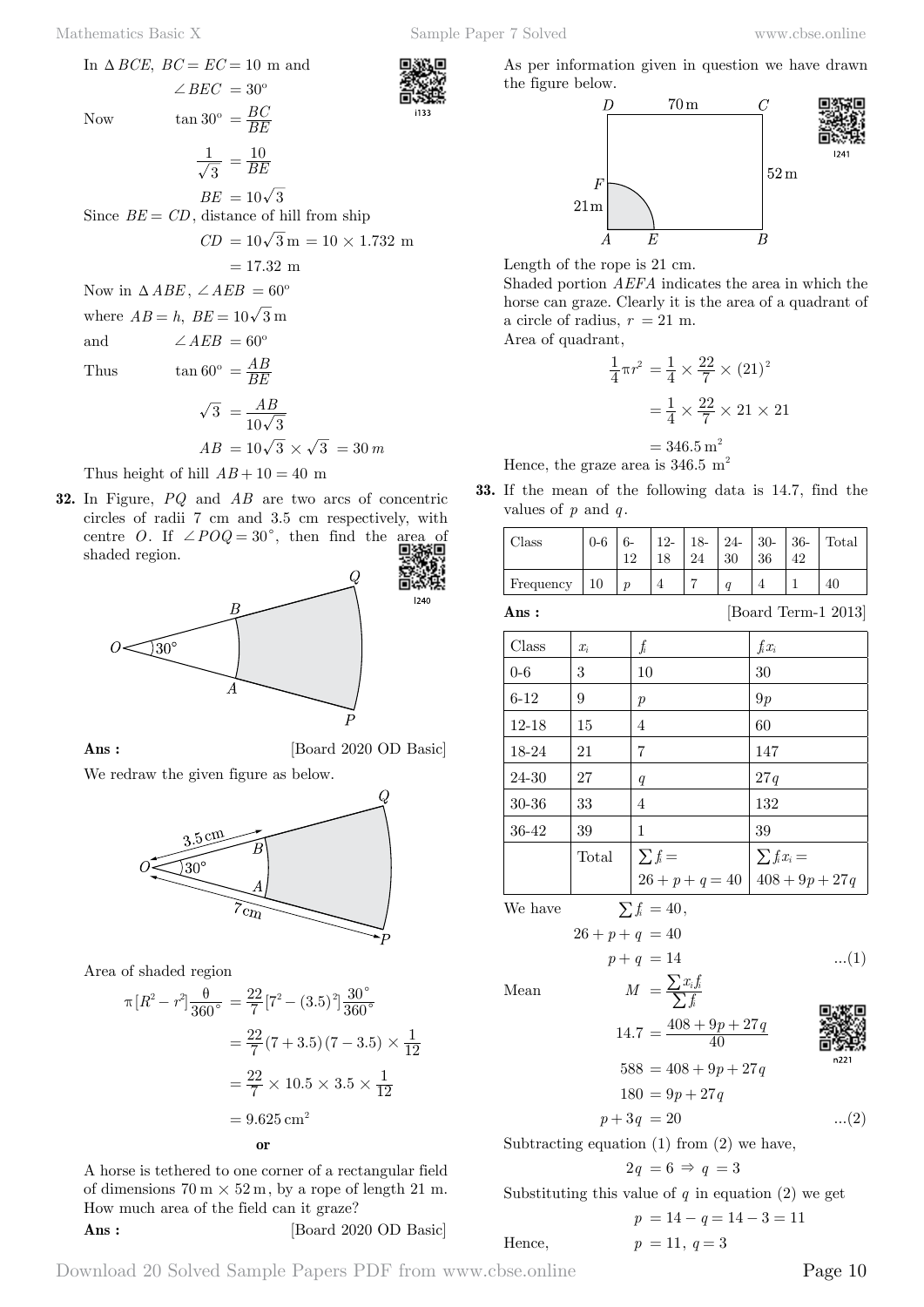In $\Delta BCE$, $BC = EC = 10$ m and

$$\angle BEC = 30^\circ$$

Now $\tan 30^\circ = \frac{BC}{BE}$

$$\frac{1}{\sqrt{3}} = \frac{10}{BE}$$

$$BE = 10\sqrt{3}$$

Since $BE = CD$, distance of hill from ship

$$CD = 10\sqrt{3}\,\text{m} = 10 \times 1.732 \text{ m}$$

$$= 17.32 \text{ m}$$

Now in $\Delta ABE$, $\angle AEB = 60^\circ$

where $AB = h$, $BE = 10\sqrt{3}\,\text{m}$

and $\angle AEB = 60^\circ$

Thus $\tan 60^\circ = \frac{AB}{BE}$

$$\sqrt{3} = \frac{AB}{10\sqrt{3}}$$

$$AB = 10\sqrt{3} \times \sqrt{3} = 30\,m$$

Thus height of hill $AB + 10 = 40$ m

**32.** In Figure, $PQ$ and $AB$ are two arcs of concentric circles of radii 7 cm and 3.5 cm respectively, with centre $O$. If $\angle POQ = 30^\circ$, then find the area of shaded region.

**Ans :** [Board 2020 OD Basic]

We redraw the given figure as below.

Area of shaded region

$$\pi[R^2 - r^2]\frac{\theta}{360^\circ} = \frac{22}{7}[7^2 - (3.5)^2]\frac{30^\circ}{360^\circ}$$

$$= \frac{22}{7}(7+3.5)(7-3.5) \times \frac{1}{12}$$

$$= \frac{22}{7} \times 10.5 \times 3.5 \times \frac{1}{12}$$

$$= 9.625\,\text{cm}^2$$

**or**

A horse is tethered to one corner of a rectangular field of dimensions $70\,\text{m} \times 52\,\text{m}$, by a rope of length 21 m. How much area of the field can it graze?

**Ans :** [Board 2020 OD Basic]

As per information given in question we have drawn the figure below.

Length of the rope is 21 cm.

Shaded portion $AEFA$ indicates the area in which the horse can graze. Clearly it is the area of a quadrant of a circle of radius, $r = 21$ m.

Area of quadrant,

$$\frac{1}{4}\pi r^2 = \frac{1}{4} \times \frac{22}{7} \times (21)^2$$

$$= \frac{1}{4} \times \frac{22}{7} \times 21 \times 21$$

$$= 346.5\,\text{m}^2$$

Hence, the graze area is 346.5 m$^2$

**33.** If the mean of the following data is 14.7, find the values of $p$ and $q$.

| Class | 0-6 | 6-12 | 12-18 | 18-24 | 24-30 | 30-36 | 36-42 | Total |
|---|---|---|---|---|---|---|---|---|
| Frequency | 10 | $p$ | 4 | 7 | $q$ | 4 | 1 | 40 |

**Ans :** [Board Term-1 2013]

| Class | $x_i$ | $f_i$ | $f_i x_i$ |
|---|---|---|---|
| 0-6 | 3 | 10 | 30 |
| 6-12 | 9 | $p$ | $9p$ |
| 12-18 | 15 | 4 | 60 |
| 18-24 | 21 | 7 | 147 |
| 24-30 | 27 | $q$ | $27q$ |
| 30-36 | 33 | 4 | 132 |
| 36-42 | 39 | 1 | 39 |
| | Total | $\sum f_i = 26 + p + q = 40$ | $\sum f_i x_i = 408 + 9p + 27q$ |

We have $\sum f_i = 40$,

$$26 + p + q = 40$$

$$p + q = 14 \quad ...(1)$$

Mean $M = \frac{\sum x_i f_i}{\sum f_i}$

$$14.7 = \frac{408 + 9p + 27q}{40}$$

$$588 = 408 + 9p + 27q$$

$$180 = 9p + 27q$$

$$p + 3q = 20 \quad ...(2)$$

Subtracting equation (1) from (2) we have,

$$2q = 6 \Rightarrow q = 3$$

Substituting this value of $q$ in equation (2) we get

$$p = 14 - q = 14 - 3 = 11$$

Hence, $p = 11$, $q = 3$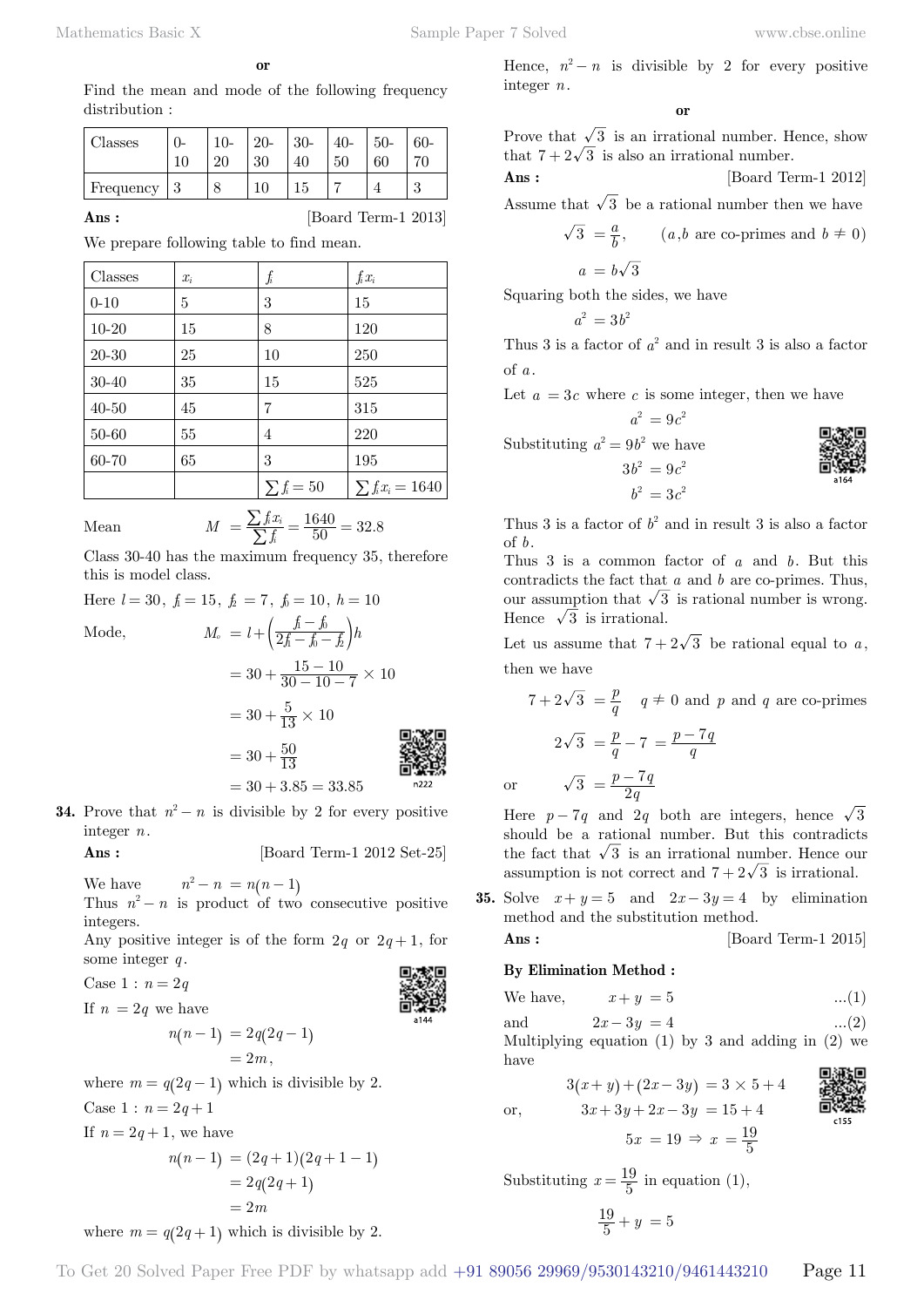**or**

Find the mean and mode of the following frequency distribution :

| Classes | 0-10 | 10-20 | 20-30 | 30-40 | 40-50 | 50-60 | 60-70 |
|---|---|---|---|---|---|---|---|
| Frequency | 3 | 8 | 10 | 15 | 7 | 4 | 3 |

**Ans :** [Board Term-1 2013]

We prepare following table to find mean.

| Classes | $x_i$ | $f_i$ | $f_i x_i$ |
|---|---|---|---|
| 0-10 | 5 | 3 | 15 |
| 10-20 | 15 | 8 | 120 |
| 20-30 | 25 | 10 | 250 |
| 30-40 | 35 | 15 | 525 |
| 40-50 | 45 | 7 | 315 |
| 50-60 | 55 | 4 | 220 |
| 60-70 | 65 | 3 | 195 |
| | | $\sum f_i = 50$ | $\sum f_i x_i = 1640$ |

Mean $\quad M = \dfrac{\sum f_i x_i}{\sum f_i} = \dfrac{1640}{50} = 32.8$

Class 30-40 has the maximum frequency 35, therefore this is model class.

Here $l = 30,\ f_1 = 15,\ f_2 = 7,\ f_0 = 10,\ h = 10$

Mode,
$$M_o = l + \left(\frac{f_1 - f_0}{2f_1 - f_0 - f_2}\right)h$$
$$= 30 + \frac{15 - 10}{30 - 10 - 7} \times 10$$
$$= 30 + \frac{5}{13} \times 10$$
$$= 30 + \frac{50}{13}$$
$$= 30 + 3.85 = 33.85$$

**34.** Prove that $n^2 - n$ is divisible by 2 for every positive integer $n$.

**Ans :** [Board Term-1 2012 Set-25]

We have $\quad n^2 - n = n(n-1)$

Thus $n^2 - n$ is product of two consecutive positive integers.

Any positive integer is of the form $2q$ or $2q+1$, for some integer $q$.

Case 1 : $n = 2q$

If $n = 2q$ we have
$$n(n-1) = 2q(2q-1)$$
$$= 2m,$$

where $m = q(2q-1)$ which is divisible by 2.

Case 1 : $n = 2q+1$

If $n = 2q+1$, we have
$$n(n-1) = (2q+1)(2q+1-1)$$
$$= 2q(2q+1)$$
$$= 2m$$

where $m = q(2q+1)$ which is divisible by 2.

Hence, $n^2 - n$ is divisible by 2 for every positive integer $n$.

**or**

Prove that $\sqrt{3}$ is an irrational number. Hence, show that $7 + 2\sqrt{3}$ is also an irrational number.

**Ans :** [Board Term-1 2012]

Assume that $\sqrt{3}$ be a rational number then we have
$$\sqrt{3} = \frac{a}{b}, \qquad (a, b \text{ are co-primes and } b \neq 0)$$
$$a = b\sqrt{3}$$

Squaring both the sides, we have
$$a^2 = 3b^2$$

Thus 3 is a factor of $a^2$ and in result 3 is also a factor of $a$.

Let $a = 3c$ where $c$ is some integer, then we have
$$a^2 = 9c^2$$

Substituting $a^2 = 9b^2$ we have
$$3b^2 = 9c^2$$
$$b^2 = 3c^2$$

Thus 3 is a factor of $b^2$ and in result 3 is also a factor of $b$.

Thus 3 is a common factor of $a$ and $b$. But this contradicts the fact that $a$ and $b$ are co-primes. Thus, our assumption that $\sqrt{3}$ is rational number is wrong. Hence $\sqrt{3}$ is irrational.

Let us assume that $7 + 2\sqrt{3}$ be rational equal to $a$, then we have
$$7 + 2\sqrt{3} = \frac{p}{q} \quad q \neq 0 \text{ and } p \text{ and } q \text{ are co-primes}$$
$$2\sqrt{3} = \frac{p}{q} - 7 = \frac{p - 7q}{q}$$

or
$$\sqrt{3} = \frac{p - 7q}{2q}$$

Here $p - 7q$ and $2q$ both are integers, hence $\sqrt{3}$ should be a rational number. But this contradicts the fact that $\sqrt{3}$ is an irrational number. Hence our assumption is not correct and $7 + 2\sqrt{3}$ is irrational.

**35.** Solve $x + y = 5$ and $2x - 3y = 4$ by elimination method and the substitution method.

**Ans :** [Board Term-1 2015]

**By Elimination Method :**

We have, $\quad x + y = 5 \quad$ ...(1)

and $\quad 2x - 3y = 4 \quad$ ...(2)

Multiplying equation (1) by 3 and adding in (2) we have
$$3(x+y) + (2x - 3y) = 3 \times 5 + 4$$

or,
$$3x + 3y + 2x - 3y = 15 + 4$$
$$5x = 19 \Rightarrow x = \frac{19}{5}$$

Substituting $x = \frac{19}{5}$ in equation (1),
$$\frac{19}{5} + y = 5$$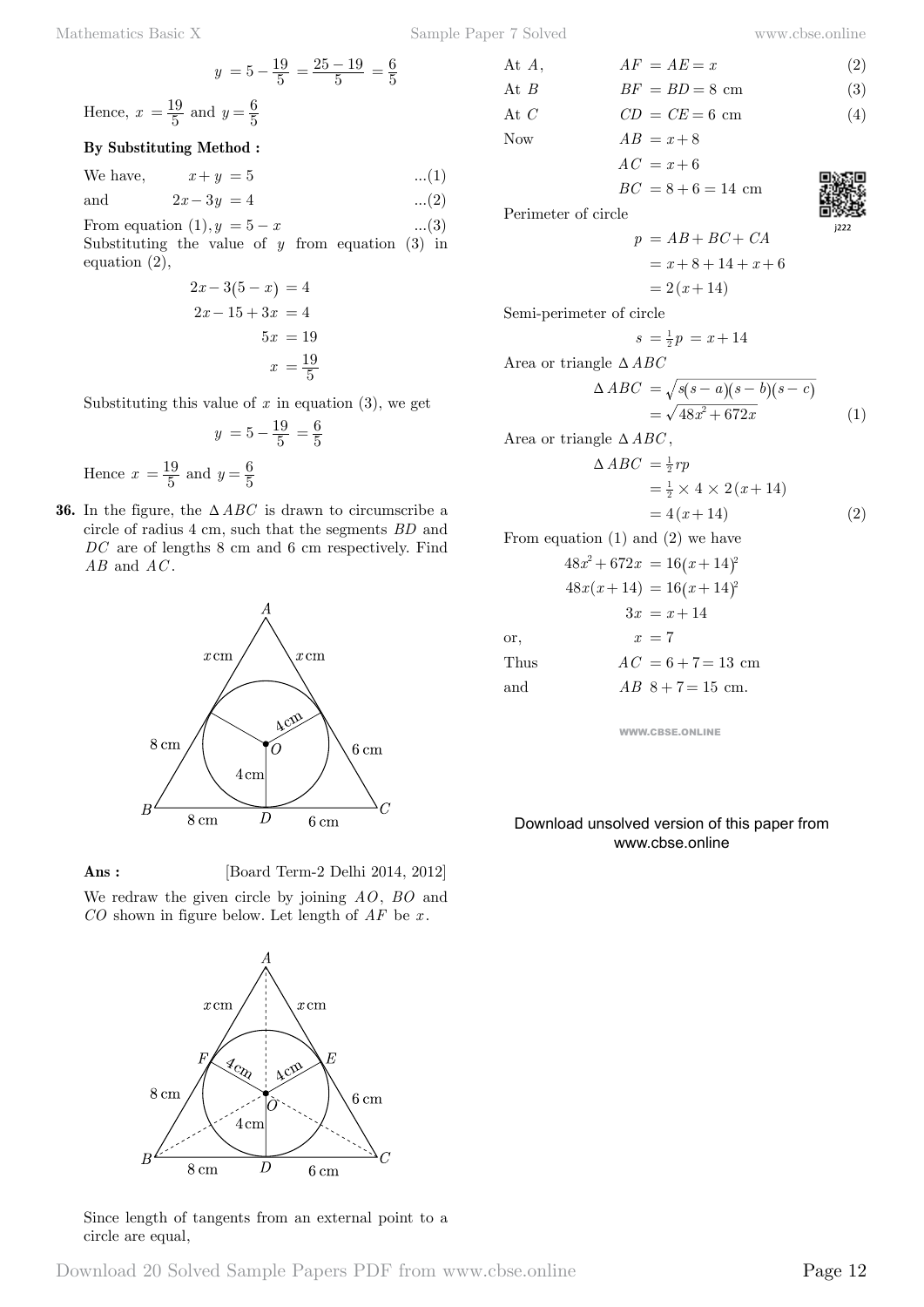$$y = 5 - \frac{19}{5} = \frac{25-19}{5} = \frac{6}{5}$$

Hence, $x = \frac{19}{5}$ and $y = \frac{6}{5}$

**By Substituting Method :**

We have, $\quad x + y = 5 \quad$ ...(1)

and $\quad 2x - 3y = 4 \quad$ ...(2)

From equation (1), $y = 5 - x \quad$ ...(3)

Substituting the value of $y$ from equation (3) in equation (2),

$$2x - 3(5 - x) = 4$$

$$2x - 15 + 3x = 4$$

$$5x = 19$$

$$x = \frac{19}{5}$$

Substituting this value of $x$ in equation (3), we get

$$y = 5 - \frac{19}{5} = \frac{6}{5}$$

Hence $x = \frac{19}{5}$ and $y = \frac{6}{5}$

**36.** In the figure, the $\Delta ABC$ is drawn to circumscribe a circle of radius 4 cm, such that the segments $BD$ and $DC$ are of lengths 8 cm and 6 cm respectively. Find $AB$ and $AC$.

A
x cm x cm
4 cm
8 cm O 6 cm
4 cm
B 8 cm D 6 cm C

**Ans :** [Board Term-2 Delhi 2014, 2012]

We redraw the given circle by joining $AO$, $BO$ and $CO$ shown in figure below. Let length of $AF$ be $x$.

A
x cm x cm
F 4 cm 4 cm E
8 cm O 6 cm
4 cm
B 8 cm D 6 cm C

Since length of tangents from an external point to a circle are equal,

At $A$, $\quad AF = AE = x \quad$ (2)

At $B$ $\quad BF = BD = 8$ cm $\quad$ (3)

At $C$ $\quad CD = CE = 6$ cm $\quad$ (4)

Now $\quad AB = x + 8$

$\quad AC = x + 6$

$\quad BC = 8 + 6 = 14$ cm

Perimeter of circle

$$p = AB + BC + CA$$

$$= x + 8 + 14 + x + 6$$

$$= 2(x + 14)$$

Semi-perimeter of circle

$$s = \tfrac{1}{2}p = x + 14$$

Area or triangle $\Delta ABC$

$$\Delta ABC = \sqrt{s(s-a)(s-b)(s-c)}$$

$$= \sqrt{48x^2 + 672x} \quad (1)$$

Area or triangle $\Delta ABC$,

$$\Delta ABC = \tfrac{1}{2}rp$$

$$= \tfrac{1}{2} \times 4 \times 2(x + 14)$$

$$= 4(x + 14) \quad (2)$$

From equation (1) and (2) we have

$$48x^2 + 672x = 16(x + 14)^2$$

$$48x(x + 14) = 16(x + 14)^2$$

$$3x = x + 14$$

or, $\quad x = 7$

Thus $\quad AC = 6 + 7 = 13$ cm

and $\quad AB \; 8 + 7 = 15$ cm.

WWW.CBSE.ONLINE

Download unsolved version of this paper from www.cbse.online